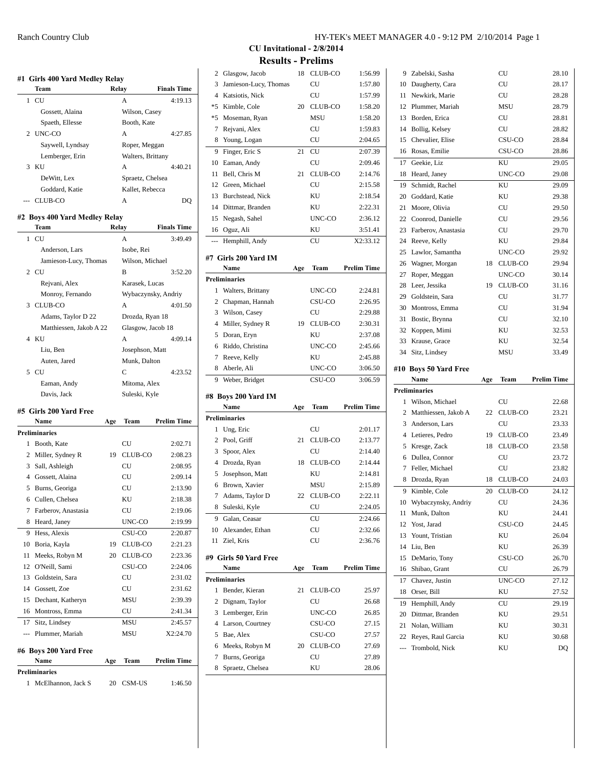# CU Invitational - 2/8/2014

## Results - Prelims

### #1 Girls 400 Yard Medley Relay

| | Team | Relay | Finals Time |
|---|---|---|---|
| 1 | CU | A | 4:19.13 |
| | Gossett, Alaina | Wilson, Casey | |
| | Spaeth, Ellesse | Booth, Kate | |
| 2 | UNC-CO | A | 4:27.85 |
| | Saywell, Lyndsay | Roper, Meggan | |
| | Lemberger, Erin | Walters, Brittany | |
| 3 | KU | A | 4:40.21 |
| | DeWitt, Lex | Spraetz, Chelsea | |
| | Goddard, Katie | Kallet, Rebecca | |
| --- | CLUB-CO | A | DQ |

### #2 Boys 400 Yard Medley Relay

| | Team | Relay | Finals Time |
|---|---|---|---|
| 1 | CU | A | 3:49.49 |
| | Anderson, Lars | Isobe, Rei | |
| | Jamieson-Lucy, Thomas | Wilson, Michael | |
| 2 | CU | B | 3:52.20 |
| | Rejvani, Alex | Karasek, Lucas | |
| | Monroy, Fernando | Wybaczynsky, Andriy | |
| 3 | CLUB-CO | A | 4:01.50 |
| | Adams, Taylor D 22 | Drozda, Ryan 18 | |
| | Matthiessen, Jakob A 22 | Glasgow, Jacob 18 | |
| 4 | KU | A | 4:09.14 |
| | Liu, Ben | Josephson, Matt | |
| | Auten, Jared | Munk, Dalton | |
| 5 | CU | C | 4:23.52 |
| | Eaman, Andy | Mitoma, Alex | |
| | Davis, Jack | Suleski, Kyle | |

### #5 Girls 200 Yard Free

| | Name | Age | Team | Prelim Time |
|---|---|---|---|---|
| **Preliminaries** | | | | |
| 1 | Booth, Kate | | CU | 2:02.71 |
| 2 | Miller, Sydney R | 19 | CLUB-CO | 2:08.23 |
| 3 | Sall, Ashleigh | | CU | 2:08.95 |
| 4 | Gossett, Alaina | | CU | 2:09.14 |
| 5 | Burns, Georiga | | CU | 2:13.90 |
| 6 | Cullen, Chelsea | | KU | 2:18.38 |
| 7 | Farberov, Anastasia | | CU | 2:19.06 |
| 8 | Heard, Janey | | UNC-CO | 2:19.99 |
| 9 | Hess, Alexis | | CSU-CO | 2:20.87 |
| 10 | Boria, Kayla | 19 | CLUB-CO | 2:21.23 |
| 11 | Meeks, Robyn M | 20 | CLUB-CO | 2:23.36 |
| 12 | O'Neill, Sami | | CSU-CO | 2:24.06 |
| 13 | Goldstein, Sara | | CU | 2:31.02 |
| 14 | Gossett, Zoe | | CU | 2:31.62 |
| 15 | Dechant, Katheryn | | MSU | 2:39.39 |
| 16 | Montross, Emma | | CU | 2:41.34 |
| 17 | Sitz, Lindsey | | MSU | 2:45.57 |
| --- | Plummer, Mariah | | MSU | X2:24.70 |

### #6 Boys 200 Yard Free

| | Name | Age | Team | Prelim Time |
|---|---|---|---|---|
| **Preliminaries** | | | | |
| 1 | McElhannon, Jack S | 20 | CSM-US | 1:46.50 |
| 2 | Glasgow, Jacob | 18 | CLUB-CO | 1:56.99 |
| 3 | Jamieson-Lucy, Thomas | | CU | 1:57.80 |
| 4 | Katsiotis, Nick | | CU | 1:57.99 |
| *5 | Kimble, Cole | 20 | CLUB-CO | 1:58.20 |
| *5 | Moseman, Ryan | | MSU | 1:58.20 |
| 7 | Rejvani, Alex | | CU | 1:59.83 |
| 8 | Young, Logan | | CU | 2:04.65 |
| 9 | Finger, Eric S | 21 | CU | 2:07.39 |
| 10 | Eaman, Andy | | CU | 2:09.46 |
| 11 | Bell, Chris M | 21 | CLUB-CO | 2:14.76 |
| 12 | Green, Michael | | CU | 2:15.58 |
| 13 | Burchstead, Nick | | KU | 2:18.54 |
| 14 | Dittmar, Branden | | KU | 2:22.31 |
| 15 | Negash, Sahel | | UNC-CO | 2:36.12 |
| 16 | Oguz, Ali | | KU | 3:51.41 |
| --- | Hemphill, Andy | | CU | X2:33.12 |

### #7 Girls 200 Yard IM

| | Name | Age | Team | Prelim Time |
|---|---|---|---|---|
| **Preliminaries** | | | | |
| 1 | Walters, Brittany | | UNC-CO | 2:24.81 |
| 2 | Chapman, Hannah | | CSU-CO | 2:26.95 |
| 3 | Wilson, Casey | | CU | 2:29.88 |
| 4 | Miller, Sydney R | 19 | CLUB-CO | 2:30.31 |
| 5 | Doran, Eryn | | KU | 2:37.08 |
| 6 | Riddo, Christina | | UNC-CO | 2:45.66 |
| 7 | Reeve, Kelly | | KU | 2:45.88 |
| 8 | Aberle, Ali | | UNC-CO | 3:06.50 |
| 9 | Weber, Bridget | | CSU-CO | 3:06.59 |

### #8 Boys 200 Yard IM

| | Name | Age | Team | Prelim Time |
|---|---|---|---|---|
| **Preliminaries** | | | | |
| 1 | Ung, Eric | | CU | 2:01.17 |
| 2 | Pool, Griff | 21 | CLUB-CO | 2:13.77 |
| 3 | Spoor, Alex | | CU | 2:14.40 |
| 4 | Drozda, Ryan | 18 | CLUB-CO | 2:14.44 |
| 5 | Josephson, Matt | | KU | 2:14.81 |
| 6 | Brown, Xavier | | MSU | 2:15.89 |
| 7 | Adams, Taylor D | 22 | CLUB-CO | 2:22.11 |
| 8 | Suleski, Kyle | | CU | 2:24.05 |
| 9 | Galan, Ceasar | | CU | 2:24.66 |
| 10 | Alexander, Ethan | | CU | 2:32.66 |
| 11 | Ziel, Kris | | CU | 2:36.76 |

### #9 Girls 50 Yard Free

| | Name | Age | Team | Prelim Time |
|---|---|---|---|---|
| **Preliminaries** | | | | |
| 1 | Bender, Kieran | 21 | CLUB-CO | 25.97 |
| 2 | Dignam, Taylor | | CU | 26.68 |
| 3 | Lemberger, Erin | | UNC-CO | 26.85 |
| 4 | Larson, Courtney | | CSU-CO | 27.15 |
| 5 | Bae, Alex | | CSU-CO | 27.57 |
| 6 | Meeks, Robyn M | 20 | CLUB-CO | 27.69 |
| 7 | Burns, Georiga | | CU | 27.89 |
| 8 | Spraetz, Chelsea | | KU | 28.06 |
| 9 | Zabelski, Sasha | | CU | 28.10 |
| 10 | Daugherty, Cara | | CU | 28.17 |
| 11 | Newkirk, Marie | | CU | 28.28 |
| 12 | Plummer, Mariah | | MSU | 28.79 |
| 13 | Borden, Erica | | CU | 28.81 |
| 14 | Bollig, Kelsey | | CU | 28.82 |
| 15 | Chevalier, Elise | | CSU-CO | 28.84 |
| 16 | Rosas, Emilie | | CSU-CO | 28.86 |
| 17 | Geekie, Liz | | KU | 29.05 |
| 18 | Heard, Janey | | UNC-CO | 29.08 |
| 19 | Schmidt, Rachel | | KU | 29.09 |
| 20 | Goddard, Katie | | KU | 29.38 |
| 21 | Moore, Olivia | | CU | 29.50 |
| 22 | Coonrod, Danielle | | CU | 29.56 |
| 23 | Farberov, Anastasia | | CU | 29.70 |
| 24 | Reeve, Kelly | | KU | 29.84 |
| 25 | Lawlor, Samantha | | UNC-CO | 29.92 |
| 26 | Wagner, Morgan | 18 | CLUB-CO | 29.94 |
| 27 | Roper, Meggan | | UNC-CO | 30.14 |
| 28 | Leer, Jessika | 19 | CLUB-CO | 31.16 |
| 29 | Goldstein, Sara | | CU | 31.77 |
| 30 | Montross, Emma | | CU | 31.94 |
| 31 | Bostic, Brynna | | CU | 32.10 |
| 32 | Koppen, Mimi | | KU | 32.53 |
| 33 | Krause, Grace | | KU | 32.54 |
| 34 | Sitz, Lindsey | | MSU | 33.49 |

### #10 Boys 50 Yard Free

| | Name | Age | Team | Prelim Time |
|---|---|---|---|---|
| **Preliminaries** | | | | |
| 1 | Wilson, Michael | | CU | 22.68 |
| 2 | Matthiessen, Jakob A | 22 | CLUB-CO | 23.21 |
| 3 | Anderson, Lars | | CU | 23.33 |
| 4 | Letieres, Pedro | 19 | CLUB-CO | 23.49 |
| 5 | Kresge, Zack | 18 | CLUB-CO | 23.58 |
| 6 | Dullea, Connor | | CU | 23.72 |
| 7 | Feller, Michael | | CU | 23.82 |
| 8 | Drozda, Ryan | 18 | CLUB-CO | 24.03 |
| 9 | Kimble, Cole | 20 | CLUB-CO | 24.12 |
| 10 | Wybaczynsky, Andriy | | CU | 24.36 |
| 11 | Munk, Dalton | | KU | 24.41 |
| 12 | Yost, Jarad | | CSU-CO | 24.45 |
| 13 | Yount, Tristian | | KU | 26.04 |
| 14 | Liu, Ben | | KU | 26.39 |
| 15 | DeMario, Tony | | CSU-CO | 26.70 |
| 16 | Shibao, Grant | | CU | 26.79 |
| 17 | Chavez, Justin | | UNC-CO | 27.12 |
| 18 | Orser, Bill | | KU | 27.52 |
| 19 | Hemphill, Andy | | CU | 29.19 |
| 20 | Dittmar, Branden | | KU | 29.51 |
| 21 | Nolan, William | | KU | 30.31 |
| 22 | Reyes, Raul Garcia | | KU | 30.68 |
| --- | Trombold, Nick | | KU | DQ |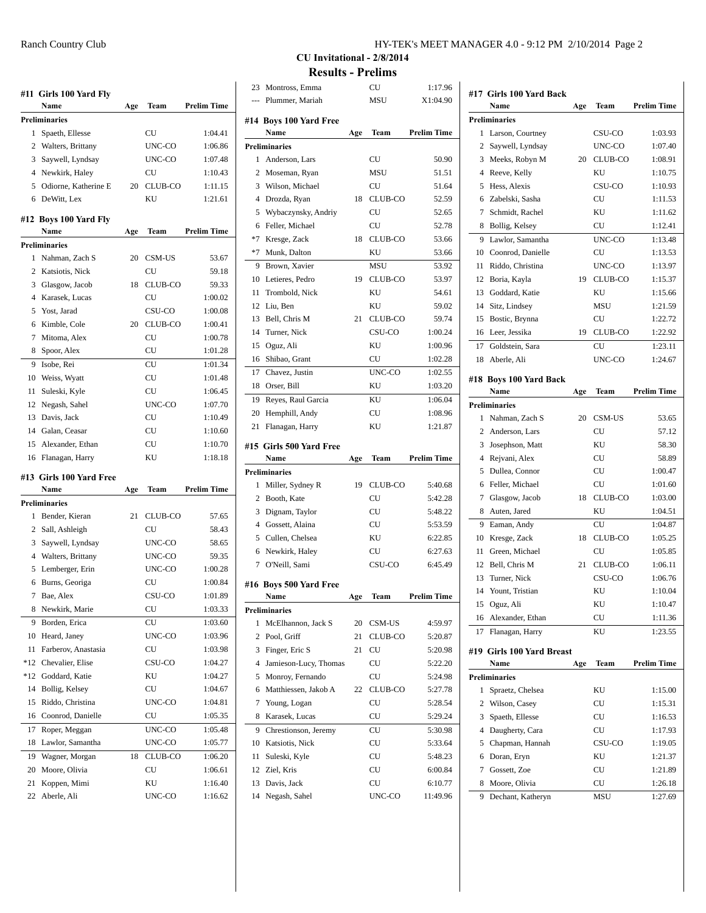## CU Invitational - 2/8/2014

## Results - Prelims

### #11 Girls 100 Yard Fly

| | Name | Age | Team | Prelim Time |
|---|---|---|---|---|
| **Preliminaries** | | | | |
| 1 | Spaeth, Ellesse | | CU | 1:04.41 |
| 2 | Walters, Brittany | | UNC-CO | 1:06.86 |
| 3 | Saywell, Lyndsay | | UNC-CO | 1:07.48 |
| 4 | Newkirk, Haley | | CU | 1:10.43 |
| 5 | Odiorne, Katherine E | 20 | CLUB-CO | 1:11.15 |
| 6 | DeWitt, Lex | | KU | 1:21.61 |

### #12 Boys 100 Yard Fly

| | Name | Age | Team | Prelim Time |
|---|---|---|---|---|
| **Preliminaries** | | | | |
| 1 | Nahman, Zach S | 20 | CSM-US | 53.67 |
| 2 | Katsiotis, Nick | | CU | 59.18 |
| 3 | Glasgow, Jacob | 18 | CLUB-CO | 59.33 |
| 4 | Karasek, Lucas | | CU | 1:00.02 |
| 5 | Yost, Jarad | | CSU-CO | 1:00.08 |
| 6 | Kimble, Cole | 20 | CLUB-CO | 1:00.41 |
| 7 | Mitoma, Alex | | CU | 1:00.78 |
| 8 | Spoor, Alex | | CU | 1:01.28 |
| 9 | Isobe, Rei | | CU | 1:01.34 |
| 10 | Weiss, Wyatt | | CU | 1:01.48 |
| 11 | Suleski, Kyle | | CU | 1:06.45 |
| 12 | Negash, Sahel | | UNC-CO | 1:07.70 |
| 13 | Davis, Jack | | CU | 1:10.49 |
| 14 | Galan, Ceasar | | CU | 1:10.60 |
| 15 | Alexander, Ethan | | CU | 1:10.70 |
| 16 | Flanagan, Harry | | KU | 1:18.18 |

### #13 Girls 100 Yard Free

| | Name | Age | Team | Prelim Time |
|---|---|---|---|---|
| **Preliminaries** | | | | |
| 1 | Bender, Kieran | 21 | CLUB-CO | 57.65 |
| 2 | Sall, Ashleigh | | CU | 58.43 |
| 3 | Saywell, Lyndsay | | UNC-CO | 58.65 |
| 4 | Walters, Brittany | | UNC-CO | 59.35 |
| 5 | Lemberger, Erin | | UNC-CO | 1:00.28 |
| 6 | Burns, Georiga | | CU | 1:00.84 |
| 7 | Bae, Alex | | CSU-CO | 1:01.89 |
| 8 | Newkirk, Marie | | CU | 1:03.33 |
| 9 | Borden, Erica | | CU | 1:03.60 |
| 10 | Heard, Janey | | UNC-CO | 1:03.96 |
| 11 | Farberov, Anastasia | | CU | 1:03.98 |
| *12 | Chevalier, Elise | | CSU-CO | 1:04.27 |
| *12 | Goddard, Katie | | KU | 1:04.27 |
| 14 | Bollig, Kelsey | | CU | 1:04.67 |
| 15 | Riddo, Christina | | UNC-CO | 1:04.81 |
| 16 | Coonrod, Danielle | | CU | 1:05.35 |
| 17 | Roper, Meggan | | UNC-CO | 1:05.48 |
| 18 | Lawlor, Samantha | | UNC-CO | 1:05.77 |
| 19 | Wagner, Morgan | 18 | CLUB-CO | 1:06.20 |
| 20 | Moore, Olivia | | CU | 1:06.61 |
| 21 | Koppen, Mimi | | KU | 1:16.40 |
| 22 | Aberle, Ali | | UNC-CO | 1:16.62 |
| 23 | Montross, Emma | | CU | 1:17.96 |
| --- | Plummer, Mariah | | MSU | X1:04.90 |

### #14 Boys 100 Yard Free

| | Name | Age | Team | Prelim Time |
|---|---|---|---|---|
| **Preliminaries** | | | | |
| 1 | Anderson, Lars | | CU | 50.90 |
| 2 | Moseman, Ryan | | MSU | 51.51 |
| 3 | Wilson, Michael | | CU | 51.64 |
| 4 | Drozda, Ryan | 18 | CLUB-CO | 52.59 |
| 5 | Wybaczynsky, Andriy | | CU | 52.65 |
| 6 | Feller, Michael | | CU | 52.78 |
| *7 | Kresge, Zack | 18 | CLUB-CO | 53.66 |
| *7 | Munk, Dalton | | KU | 53.66 |
| 9 | Brown, Xavier | | MSU | 53.92 |
| 10 | Letieres, Pedro | 19 | CLUB-CO | 53.97 |
| 11 | Trombold, Nick | | KU | 54.61 |
| 12 | Liu, Ben | | KU | 59.02 |
| 13 | Bell, Chris M | 21 | CLUB-CO | 59.74 |
| 14 | Turner, Nick | | CSU-CO | 1:00.24 |
| 15 | Oguz, Ali | | KU | 1:00.96 |
| 16 | Shibao, Grant | | CU | 1:02.28 |
| 17 | Chavez, Justin | | UNC-CO | 1:02.55 |
| 18 | Orser, Bill | | KU | 1:03.20 |
| 19 | Reyes, Raul Garcia | | KU | 1:06.04 |
| 20 | Hemphill, Andy | | CU | 1:08.96 |
| 21 | Flanagan, Harry | | KU | 1:21.87 |

### #15 Girls 500 Yard Free

| | Name | Age | Team | Prelim Time |
|---|---|---|---|---|
| **Preliminaries** | | | | |
| 1 | Miller, Sydney R | 19 | CLUB-CO | 5:40.68 |
| 2 | Booth, Kate | | CU | 5:42.28 |
| 3 | Dignam, Taylor | | CU | 5:48.22 |
| 4 | Gossett, Alaina | | CU | 5:53.59 |
| 5 | Cullen, Chelsea | | KU | 6:22.85 |
| 6 | Newkirk, Haley | | CU | 6:27.63 |
| 7 | O'Neill, Sami | | CSU-CO | 6:45.49 |

### #16 Boys 500 Yard Free

| | Name | Age | Team | Prelim Time |
|---|---|---|---|---|
| **Preliminaries** | | | | |
| 1 | McElhannon, Jack S | 20 | CSM-US | 4:59.97 |
| 2 | Pool, Griff | 21 | CLUB-CO | 5:20.87 |
| 3 | Finger, Eric S | 21 | CU | 5:20.98 |
| 4 | Jamieson-Lucy, Thomas | | CU | 5:22.20 |
| 5 | Monroy, Fernando | | CU | 5:24.98 |
| 6 | Matthiessen, Jakob A | 22 | CLUB-CO | 5:27.78 |
| 7 | Young, Logan | | CU | 5:28.54 |
| 8 | Karasek, Lucas | | CU | 5:29.24 |
| 9 | Chrestionson, Jeremy | | CU | 5:30.98 |
| 10 | Katsiotis, Nick | | CU | 5:33.64 |
| 11 | Suleski, Kyle | | CU | 5:48.23 |
| 12 | Ziel, Kris | | CU | 6:00.84 |
| 13 | Davis, Jack | | CU | 6:10.77 |
| 14 | Negash, Sahel | | UNC-CO | 11:49.96 |

### #17 Girls 100 Yard Back

| | Name | Age | Team | Prelim Time |
|---|---|---|---|---|
| **Preliminaries** | | | | |
| 1 | Larson, Courtney | | CSU-CO | 1:03.93 |
| 2 | Saywell, Lyndsay | | UNC-CO | 1:07.40 |
| 3 | Meeks, Robyn M | 20 | CLUB-CO | 1:08.91 |
| 4 | Reeve, Kelly | | KU | 1:10.75 |
| 5 | Hess, Alexis | | CSU-CO | 1:10.93 |
| 6 | Zabelski, Sasha | | CU | 1:11.53 |
| 7 | Schmidt, Rachel | | KU | 1:11.62 |
| 8 | Bollig, Kelsey | | CU | 1:12.41 |
| 9 | Lawlor, Samantha | | UNC-CO | 1:13.48 |
| 10 | Coonrod, Danielle | | CU | 1:13.53 |
| 11 | Riddo, Christina | | UNC-CO | 1:13.97 |
| 12 | Boria, Kayla | 19 | CLUB-CO | 1:15.37 |
| 13 | Goddard, Katie | | KU | 1:15.66 |
| 14 | Sitz, Lindsey | | MSU | 1:21.59 |
| 15 | Bostic, Brynna | | CU | 1:22.72 |
| 16 | Leer, Jessika | 19 | CLUB-CO | 1:22.92 |
| 17 | Goldstein, Sara | | CU | 1:23.11 |
| 18 | Aberle, Ali | | UNC-CO | 1:24.67 |

### #18 Boys 100 Yard Back

| | Name | Age | Team | Prelim Time |
|---|---|---|---|---|
| **Preliminaries** | | | | |
| 1 | Nahman, Zach S | 20 | CSM-US | 53.65 |
| 2 | Anderson, Lars | | CU | 57.12 |
| 3 | Josephson, Matt | | KU | 58.30 |
| 4 | Rejvani, Alex | | CU | 58.89 |
| 5 | Dullea, Connor | | CU | 1:00.47 |
| 6 | Feller, Michael | | CU | 1:01.60 |
| 7 | Glasgow, Jacob | 18 | CLUB-CO | 1:03.00 |
| 8 | Auten, Jared | | KU | 1:04.51 |
| 9 | Eaman, Andy | | CU | 1:04.87 |
| 10 | Kresge, Zack | 18 | CLUB-CO | 1:05.25 |
| 11 | Green, Michael | | CU | 1:05.85 |
| 12 | Bell, Chris M | 21 | CLUB-CO | 1:06.11 |
| 13 | Turner, Nick | | CSU-CO | 1:06.76 |
| 14 | Yount, Tristian | | KU | 1:10.04 |
| 15 | Oguz, Ali | | KU | 1:10.47 |
| 16 | Alexander, Ethan | | CU | 1:11.36 |
| 17 | Flanagan, Harry | | KU | 1:23.55 |

### #19 Girls 100 Yard Breast

| | Name | Age | Team | Prelim Time |
|---|---|---|---|---|
| **Preliminaries** | | | | |
| 1 | Spraetz, Chelsea | | KU | 1:15.00 |
| 2 | Wilson, Casey | | CU | 1:15.31 |
| 3 | Spaeth, Ellesse | | CU | 1:16.53 |
| 4 | Daugherty, Cara | | CU | 1:17.93 |
| 5 | Chapman, Hannah | | CSU-CO | 1:19.05 |
| 6 | Doran, Eryn | | KU | 1:21.37 |
| 7 | Gossett, Zoe | | CU | 1:21.89 |
| 8 | Moore, Olivia | | CU | 1:26.18 |
| 9 | Dechant, Katheryn | | MSU | 1:27.69 |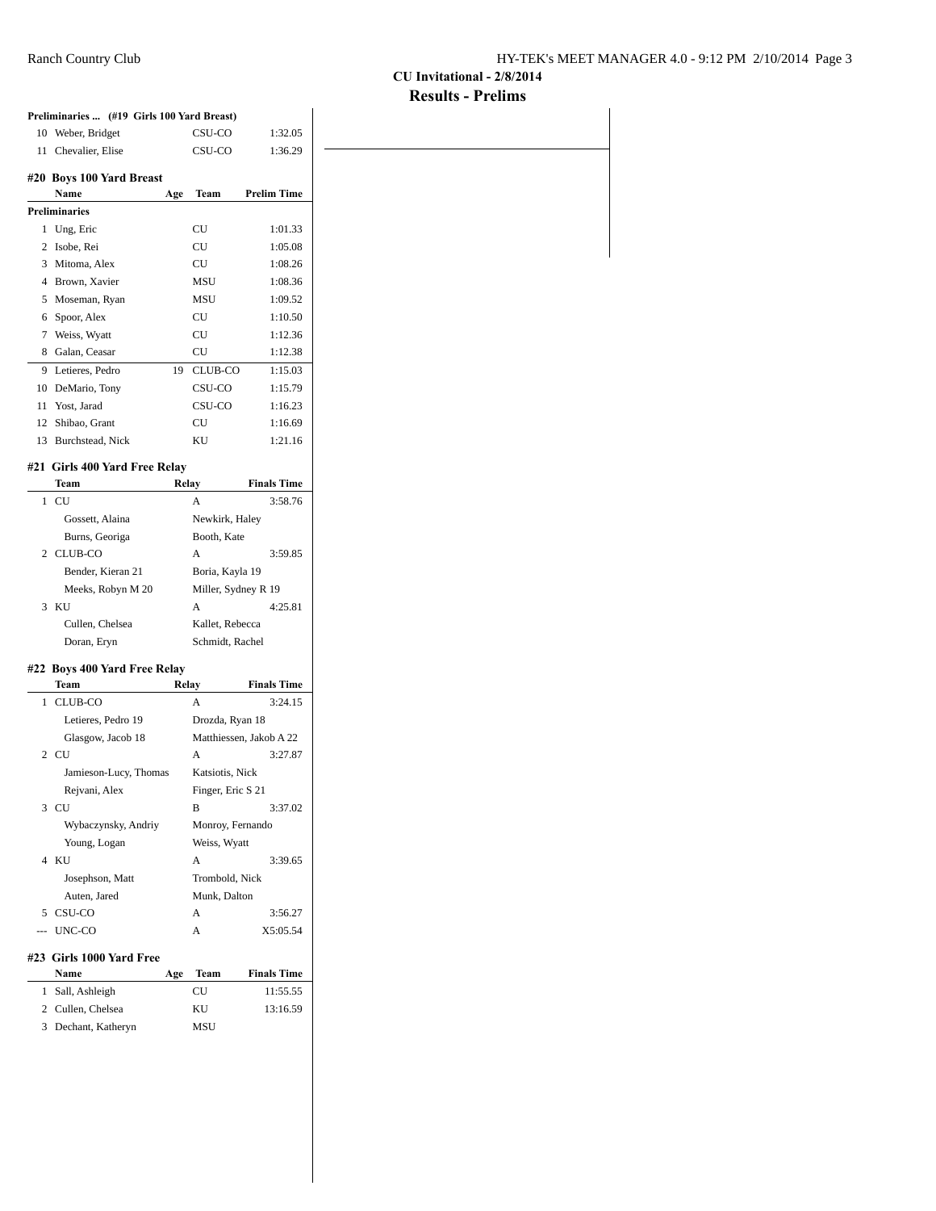**CU Invitational - 2/8/2014**

## Results - Prelims

**Preliminaries ... (#19 Girls 100 Yard Breast)**

| | Name | Age | Team | Prelim Time |
|---|---|---|---|---|
| 10 | Weber, Bridget | | CSU-CO | 1:32.05 |
| 11 | Chevalier, Elise | | CSU-CO | 1:36.29 |

### #20 Boys 100 Yard Breast

| | Name | Age | Team | Prelim Time |
|---|---|---|---|---|
| **Preliminaries** | | | | |
| 1 | Ung, Eric | | CU | 1:01.33 |
| 2 | Isobe, Rei | | CU | 1:05.08 |
| 3 | Mitoma, Alex | | CU | 1:08.26 |
| 4 | Brown, Xavier | | MSU | 1:08.36 |
| 5 | Moseman, Ryan | | MSU | 1:09.52 |
| 6 | Spoor, Alex | | CU | 1:10.50 |
| 7 | Weiss, Wyatt | | CU | 1:12.36 |
| 8 | Galan, Ceasar | | CU | 1:12.38 |
| 9 | Letieres, Pedro | 19 | CLUB-CO | 1:15.03 |
| 10 | DeMario, Tony | | CSU-CO | 1:15.79 |
| 11 | Yost, Jarad | | CSU-CO | 1:16.23 |
| 12 | Shibao, Grant | | CU | 1:16.69 |
| 13 | Burchstead, Nick | | KU | 1:21.16 |

### #21 Girls 400 Yard Free Relay

| | Team | Relay | Finals Time |
|---|---|---|---|
| 1 | CU | A | 3:58.76 |
| | Gossett, Alaina | Newkirk, Haley | |
| | Burns, Georiga | Booth, Kate | |
| 2 | CLUB-CO | A | 3:59.85 |
| | Bender, Kieran 21 | Boria, Kayla 19 | |
| | Meeks, Robyn M 20 | Miller, Sydney R 19 | |
| 3 | KU | A | 4:25.81 |
| | Cullen, Chelsea | Kallet, Rebecca | |
| | Doran, Eryn | Schmidt, Rachel | |

### #22 Boys 400 Yard Free Relay

| | Team | Relay | Finals Time |
|---|---|---|---|
| 1 | CLUB-CO | A | 3:24.15 |
| | Letieres, Pedro 19 | Drozda, Ryan 18 | |
| | Glasgow, Jacob 18 | Matthiessen, Jakob A 22 | |
| 2 | CU | A | 3:27.87 |
| | Jamieson-Lucy, Thomas | Katsiotis, Nick | |
| | Rejvani, Alex | Finger, Eric S 21 | |
| 3 | CU | B | 3:37.02 |
| | Wybaczynsky, Andriy | Monroy, Fernando | |
| | Young, Logan | Weiss, Wyatt | |
| 4 | KU | A | 3:39.65 |
| | Josephson, Matt | Trombold, Nick | |
| | Auten, Jared | Munk, Dalton | |
| 5 | CSU-CO | A | 3:56.27 |
| --- | UNC-CO | A | X5:05.54 |

### #23 Girls 1000 Yard Free

| | Name | Age | Team | Finals Time |
|---|---|---|---|---|
| 1 | Sall, Ashleigh | | CU | 11:55.55 |
| 2 | Cullen, Chelsea | | KU | 13:16.59 |
| 3 | Dechant, Katheryn | | MSU | |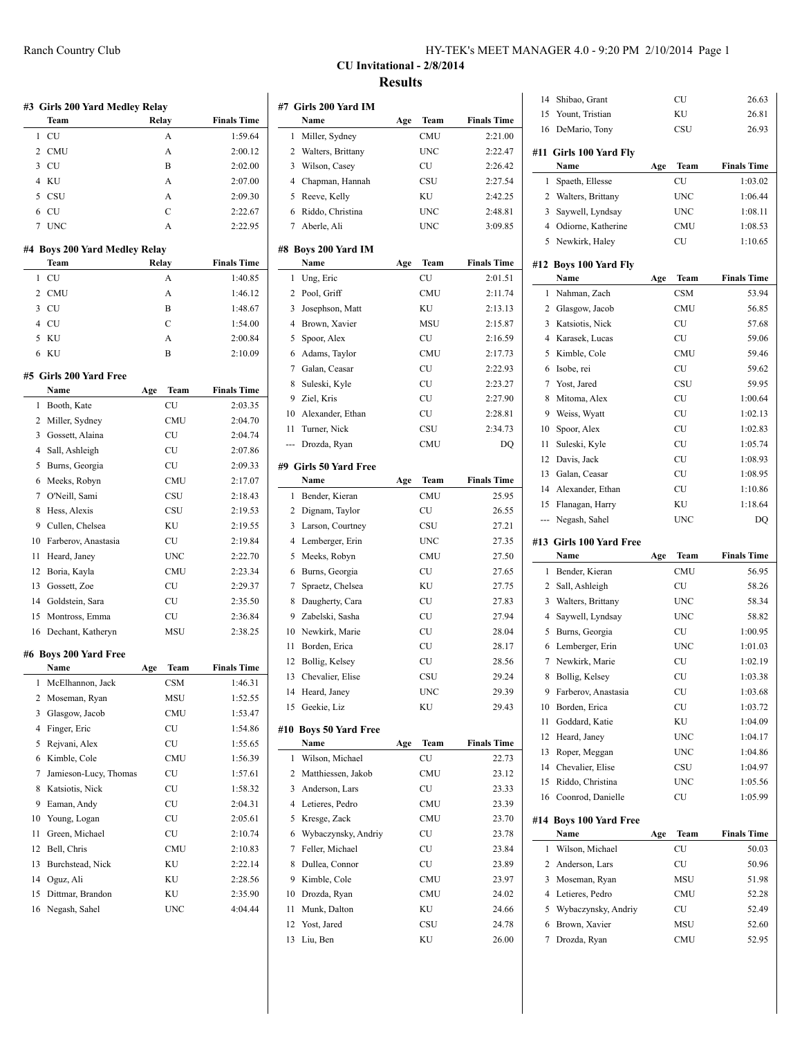# CU Invitational - 2/8/2014

## Results

### #3 Girls 200 Yard Medley Relay

| | Team | Relay | Finals Time |
|---|---|---|---|
| 1 | CU | A | 1:59.64 |
| 2 | CMU | A | 2:00.12 |
| 3 | CU | B | 2:02.00 |
| 4 | KU | A | 2:07.00 |
| 5 | CSU | A | 2:09.30 |
| 6 | CU | C | 2:22.67 |
| 7 | UNC | A | 2:22.95 |

### #4 Boys 200 Yard Medley Relay

| | Team | Relay | Finals Time |
|---|---|---|---|
| 1 | CU | A | 1:40.85 |
| 2 | CMU | A | 1:46.12 |
| 3 | CU | B | 1:48.67 |
| 4 | CU | C | 1:54.00 |
| 5 | KU | A | 2:00.84 |
| 6 | KU | B | 2:10.09 |

### #5 Girls 200 Yard Free

| | Name | Age | Team | Finals Time |
|---|---|---|---|---|
| 1 | Booth, Kate | | CU | 2:03.35 |
| 2 | Miller, Sydney | | CMU | 2:04.70 |
| 3 | Gossett, Alaina | | CU | 2:04.74 |
| 4 | Sall, Ashleigh | | CU | 2:07.86 |
| 5 | Burns, Georgia | | CU | 2:09.33 |
| 6 | Meeks, Robyn | | CMU | 2:17.07 |
| 7 | O'Neill, Sami | | CSU | 2:18.43 |
| 8 | Hess, Alexis | | CSU | 2:19.53 |
| 9 | Cullen, Chelsea | | KU | 2:19.55 |
| 10 | Farberov, Anastasia | | CU | 2:19.84 |
| 11 | Heard, Janey | | UNC | 2:22.70 |
| 12 | Boria, Kayla | | CMU | 2:23.34 |
| 13 | Gossett, Zoe | | CU | 2:29.37 |
| 14 | Goldstein, Sara | | CU | 2:35.50 |
| 15 | Montross, Emma | | CU | 2:36.84 |
| 16 | Dechant, Katheryn | | MSU | 2:38.25 |

### #6 Boys 200 Yard Free

| | Name | Age | Team | Finals Time |
|---|---|---|---|---|
| 1 | McElhannon, Jack | | CSM | 1:46.31 |
| 2 | Moseman, Ryan | | MSU | 1:52.55 |
| 3 | Glasgow, Jacob | | CMU | 1:53.47 |
| 4 | Finger, Eric | | CU | 1:54.86 |
| 5 | Rejvani, Alex | | CU | 1:55.65 |
| 6 | Kimble, Cole | | CMU | 1:56.39 |
| 7 | Jamieson-Lucy, Thomas | | CU | 1:57.61 |
| 8 | Katsiotis, Nick | | CU | 1:58.32 |
| 9 | Eaman, Andy | | CU | 2:04.31 |
| 10 | Young, Logan | | CU | 2:05.61 |
| 11 | Green, Michael | | CU | 2:10.74 |
| 12 | Bell, Chris | | CMU | 2:10.83 |
| 13 | Burchstead, Nick | | KU | 2:22.14 |
| 14 | Oguz, Ali | | KU | 2:28.56 |
| 15 | Dittmar, Brandon | | KU | 2:35.90 |
| 16 | Negash, Sahel | | UNC | 4:04.44 |

### #7 Girls 200 Yard IM

| | Name | Age | Team | Finals Time |
|---|---|---|---|---|
| 1 | Miller, Sydney | | CMU | 2:21.00 |
| 2 | Walters, Brittany | | UNC | 2:22.47 |
| 3 | Wilson, Casey | | CU | 2:26.42 |
| 4 | Chapman, Hannah | | CSU | 2:27.54 |
| 5 | Reeve, Kelly | | KU | 2:42.25 |
| 6 | Riddo, Christina | | UNC | 2:48.81 |
| 7 | Aberle, Ali | | UNC | 3:09.85 |

### #8 Boys 200 Yard IM

| | Name | Age | Team | Finals Time |
|---|---|---|---|---|
| 1 | Ung, Eric | | CU | 2:01.51 |
| 2 | Pool, Griff | | CMU | 2:11.74 |
| 3 | Josephson, Matt | | KU | 2:13.13 |
| 4 | Brown, Xavier | | MSU | 2:15.87 |
| 5 | Spoor, Alex | | CU | 2:16.59 |
| 6 | Adams, Taylor | | CMU | 2:17.73 |
| 7 | Galan, Ceasar | | CU | 2:22.93 |
| 8 | Suleski, Kyle | | CU | 2:23.27 |
| 9 | Ziel, Kris | | CU | 2:27.90 |
| 10 | Alexander, Ethan | | CU | 2:28.81 |
| 11 | Turner, Nick | | CSU | 2:34.73 |
| --- | Drozda, Ryan | | CMU | DQ |

### #9 Girls 50 Yard Free

| | Name | Age | Team | Finals Time |
|---|---|---|---|---|
| 1 | Bender, Kieran | | CMU | 25.95 |
| 2 | Dignam, Taylor | | CU | 26.55 |
| 3 | Larson, Courtney | | CSU | 27.21 |
| 4 | Lemberger, Erin | | UNC | 27.35 |
| 5 | Meeks, Robyn | | CMU | 27.50 |
| 6 | Burns, Georgia | | CU | 27.65 |
| 7 | Spraetz, Chelsea | | KU | 27.75 |
| 8 | Daugherty, Cara | | CU | 27.83 |
| 9 | Zabelski, Sasha | | CU | 27.94 |
| 10 | Newkirk, Marie | | CU | 28.04 |
| 11 | Borden, Erica | | CU | 28.17 |
| 12 | Bollig, Kelsey | | CU | 28.56 |
| 13 | Chevalier, Elise | | CSU | 29.24 |
| 14 | Heard, Janey | | UNC | 29.39 |
| 15 | Geekie, Liz | | KU | 29.43 |

### #10 Boys 50 Yard Free

| | Name | Age | Team | Finals Time |
|---|---|---|---|---|
| 1 | Wilson, Michael | | CU | 22.73 |
| 2 | Matthiessen, Jakob | | CMU | 23.12 |
| 3 | Anderson, Lars | | CU | 23.33 |
| 4 | Letieres, Pedro | | CMU | 23.39 |
| 5 | Kresge, Zack | | CMU | 23.70 |
| 6 | Wybaczynsky, Andriy | | CU | 23.78 |
| 7 | Feller, Michael | | CU | 23.84 |
| 8 | Dullea, Connor | | CU | 23.89 |
| 9 | Kimble, Cole | | CMU | 23.97 |
| 10 | Drozda, Ryan | | CMU | 24.02 |
| 11 | Munk, Dalton | | KU | 24.66 |
| 12 | Yost, Jared | | CSU | 24.78 |
| 13 | Liu, Ben | | KU | 26.00 |
| 14 | Shibao, Grant | | CU | 26.63 |
| 15 | Yount, Tristian | | KU | 26.81 |
| 16 | DeMario, Tony | | CSU | 26.93 |

### #11 Girls 100 Yard Fly

| | Name | Age | Team | Finals Time |
|---|---|---|---|---|
| 1 | Spaeth, Ellesse | | CU | 1:03.02 |
| 2 | Walters, Brittany | | UNC | 1:06.44 |
| 3 | Saywell, Lyndsay | | UNC | 1:08.11 |
| 4 | Odiorne, Katherine | | CMU | 1:08.53 |
| 5 | Newkirk, Haley | | CU | 1:10.65 |

### #12 Boys 100 Yard Fly

| | Name | Age | Team | Finals Time |
|---|---|---|---|---|
| 1 | Nahman, Zach | | CSM | 53.94 |
| 2 | Glasgow, Jacob | | CMU | 56.85 |
| 3 | Katsiotis, Nick | | CU | 57.68 |
| 4 | Karasek, Lucas | | CU | 59.06 |
| 5 | Kimble, Cole | | CMU | 59.46 |
| 6 | Isobe, rei | | CU | 59.62 |
| 7 | Yost, Jared | | CSU | 59.95 |
| 8 | Mitoma, Alex | | CU | 1:00.64 |
| 9 | Weiss, Wyatt | | CU | 1:02.13 |
| 10 | Spoor, Alex | | CU | 1:02.83 |
| 11 | Suleski, Kyle | | CU | 1:05.74 |
| 12 | Davis, Jack | | CU | 1:08.93 |
| 13 | Galan, Ceasar | | CU | 1:08.95 |
| 14 | Alexander, Ethan | | CU | 1:10.86 |
| 15 | Flanagan, Harry | | KU | 1:18.64 |
| --- | Negash, Sahel | | UNC | DQ |

### #13 Girls 100 Yard Free

| | Name | Age | Team | Finals Time |
|---|---|---|---|---|
| 1 | Bender, Kieran | | CMU | 56.95 |
| 2 | Sall, Ashleigh | | CU | 58.26 |
| 3 | Walters, Brittany | | UNC | 58.34 |
| 4 | Saywell, Lyndsay | | UNC | 58.82 |
| 5 | Burns, Georgia | | CU | 1:00.95 |
| 6 | Lemberger, Erin | | UNC | 1:01.03 |
| 7 | Newkirk, Marie | | CU | 1:02.19 |
| 8 | Bollig, Kelsey | | CU | 1:03.38 |
| 9 | Farberov, Anastasia | | CU | 1:03.68 |
| 10 | Borden, Erica | | CU | 1:03.72 |
| 11 | Goddard, Katie | | KU | 1:04.09 |
| 12 | Heard, Janey | | UNC | 1:04.17 |
| 13 | Roper, Meggan | | UNC | 1:04.86 |
| 14 | Chevalier, Elise | | CSU | 1:04.97 |
| 15 | Riddo, Christina | | UNC | 1:05.56 |
| 16 | Coonrod, Danielle | | CU | 1:05.99 |

### #14 Boys 100 Yard Free

| | Name | Age | Team | Finals Time |
|---|---|---|---|---|
| 1 | Wilson, Michael | | CU | 50.03 |
| 2 | Anderson, Lars | | CU | 50.96 |
| 3 | Moseman, Ryan | | MSU | 51.98 |
| 4 | Letieres, Pedro | | CMU | 52.28 |
| 5 | Wybaczynsky, Andriy | | CU | 52.49 |
| 6 | Brown, Xavier | | MSU | 52.60 |
| 7 | Drozda, Ryan | | CMU | 52.95 |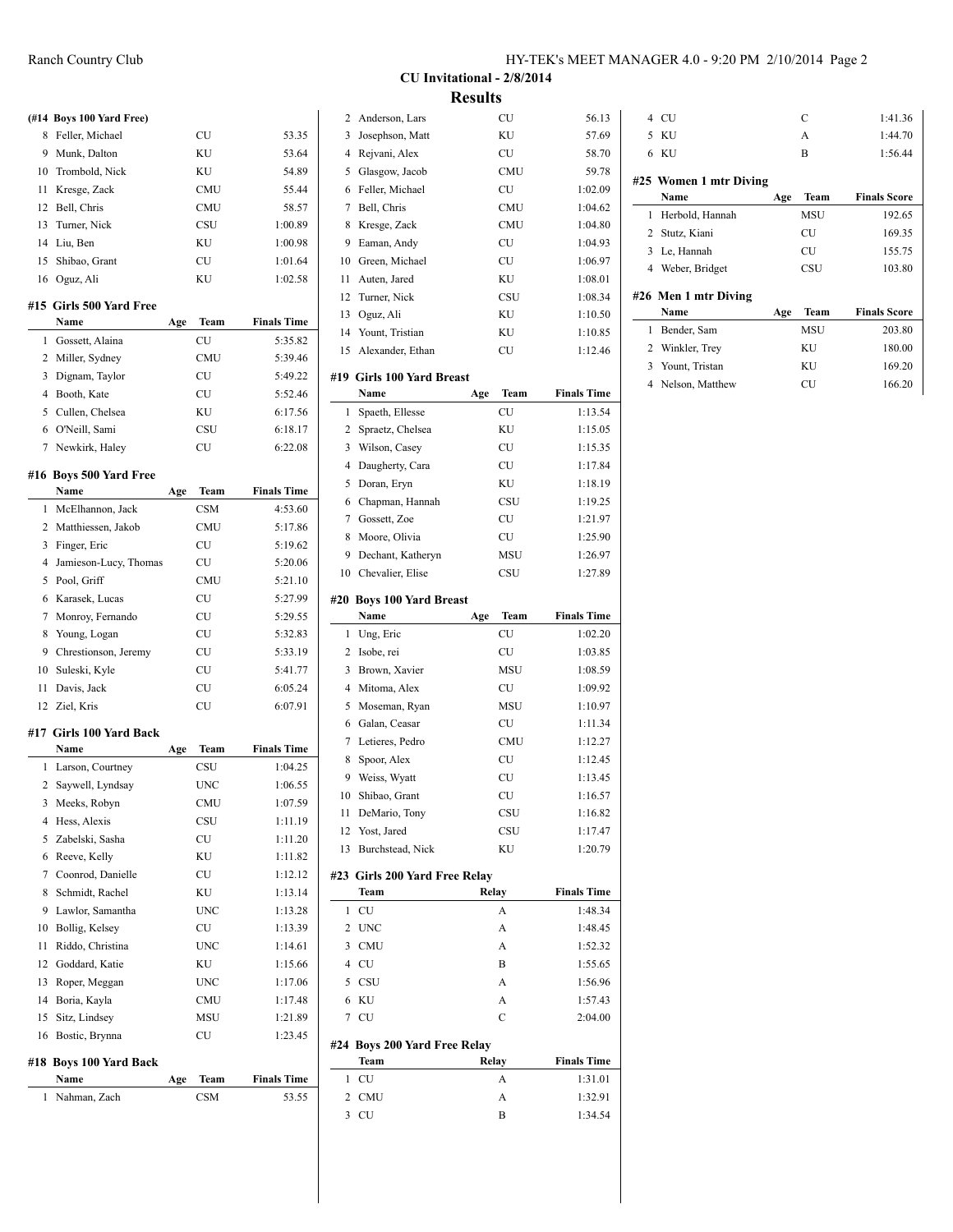**CU Invitational - 2/8/2014**

**Results**

**(#14 Boys 100 Yard Free)**

| | Name | Age | Team | Finals Time |
|---|---|---|---|---|
| 8 | Feller, Michael | | CU | 53.35 |
| 9 | Munk, Dalton | | KU | 53.64 |
| 10 | Trombold, Nick | | KU | 54.89 |
| 11 | Kresge, Zack | | CMU | 55.44 |
| 12 | Bell, Chris | | CMU | 58.57 |
| 13 | Turner, Nick | | CSU | 1:00.89 |
| 14 | Liu, Ben | | KU | 1:00.98 |
| 15 | Shibao, Grant | | CU | 1:01.64 |
| 16 | Oguz, Ali | | KU | 1:02.58 |

**#15 Girls 500 Yard Free**

| | Name | Age | Team | Finals Time |
|---|---|---|---|---|
| 1 | Gossett, Alaina | | CU | 5:35.82 |
| 2 | Miller, Sydney | | CMU | 5:39.46 |
| 3 | Dignam, Taylor | | CU | 5:49.22 |
| 4 | Booth, Kate | | CU | 5:52.46 |
| 5 | Cullen, Chelsea | | KU | 6:17.56 |
| 6 | O'Neill, Sami | | CSU | 6:18.17 |
| 7 | Newkirk, Haley | | CU | 6:22.08 |

**#16 Boys 500 Yard Free**

| | Name | Age | Team | Finals Time |
|---|---|---|---|---|
| 1 | McElhannon, Jack | | CSM | 4:53.60 |
| 2 | Matthiessen, Jakob | | CMU | 5:17.86 |
| 3 | Finger, Eric | | CU | 5:19.62 |
| 4 | Jamieson-Lucy, Thomas | | CU | 5:20.06 |
| 5 | Pool, Griff | | CMU | 5:21.10 |
| 6 | Karasek, Lucas | | CU | 5:27.99 |
| 7 | Monroy, Fernando | | CU | 5:29.55 |
| 8 | Young, Logan | | CU | 5:32.83 |
| 9 | Chrestionson, Jeremy | | CU | 5:33.19 |
| 10 | Suleski, Kyle | | CU | 5:41.77 |
| 11 | Davis, Jack | | CU | 6:05.24 |
| 12 | Ziel, Kris | | CU | 6:07.91 |

**#17 Girls 100 Yard Back**

| | Name | Age | Team | Finals Time |
|---|---|---|---|---|
| 1 | Larson, Courtney | | CSU | 1:04.25 |
| 2 | Saywell, Lyndsay | | UNC | 1:06.55 |
| 3 | Meeks, Robyn | | CMU | 1:07.59 |
| 4 | Hess, Alexis | | CSU | 1:11.19 |
| 5 | Zabelski, Sasha | | CU | 1:11.20 |
| 6 | Reeve, Kelly | | KU | 1:11.82 |
| 7 | Coonrod, Danielle | | CU | 1:12.12 |
| 8 | Schmidt, Rachel | | KU | 1:13.14 |
| 9 | Lawlor, Samantha | | UNC | 1:13.28 |
| 10 | Bollig, Kelsey | | CU | 1:13.39 |
| 11 | Riddo, Christina | | UNC | 1:14.61 |
| 12 | Goddard, Katie | | KU | 1:15.66 |
| 13 | Roper, Meggan | | UNC | 1:17.06 |
| 14 | Boria, Kayla | | CMU | 1:17.48 |
| 15 | Sitz, Lindsey | | MSU | 1:21.89 |
| 16 | Bostic, Brynna | | CU | 1:23.45 |

**#18 Boys 100 Yard Back**

| | Name | Age | Team | Finals Time |
|---|---|---|---|---|
| 1 | Nahman, Zach | | CSM | 53.55 |
| 2 | Anderson, Lars | | CU | 56.13 |
| 3 | Josephson, Matt | | KU | 57.69 |
| 4 | Rejvani, Alex | | CU | 58.70 |
| 5 | Glasgow, Jacob | | CMU | 59.78 |
| 6 | Feller, Michael | | CU | 1:02.09 |
| 7 | Bell, Chris | | CMU | 1:04.62 |
| 8 | Kresge, Zack | | CMU | 1:04.80 |
| 9 | Eaman, Andy | | CU | 1:04.93 |
| 10 | Green, Michael | | CU | 1:06.97 |
| 11 | Auten, Jared | | KU | 1:08.01 |
| 12 | Turner, Nick | | CSU | 1:08.34 |
| 13 | Oguz, Ali | | KU | 1:10.50 |
| 14 | Yount, Tristian | | KU | 1:10.85 |
| 15 | Alexander, Ethan | | CU | 1:12.46 |

**#19 Girls 100 Yard Breast**

| | Name | Age | Team | Finals Time |
|---|---|---|---|---|
| 1 | Spaeth, Ellesse | | CU | 1:13.54 |
| 2 | Spraetz, Chelsea | | KU | 1:15.05 |
| 3 | Wilson, Casey | | CU | 1:15.35 |
| 4 | Daugherty, Cara | | CU | 1:17.84 |
| 5 | Doran, Eryn | | KU | 1:18.19 |
| 6 | Chapman, Hannah | | CSU | 1:19.25 |
| 7 | Gossett, Zoe | | CU | 1:21.97 |
| 8 | Moore, Olivia | | CU | 1:25.90 |
| 9 | Dechant, Katheryn | | MSU | 1:26.97 |
| 10 | Chevalier, Elise | | CSU | 1:27.89 |

**#20 Boys 100 Yard Breast**

| | Name | Age | Team | Finals Time |
|---|---|---|---|---|
| 1 | Ung, Eric | | CU | 1:02.20 |
| 2 | Isobe, rei | | CU | 1:03.85 |
| 3 | Brown, Xavier | | MSU | 1:08.59 |
| 4 | Mitoma, Alex | | CU | 1:09.92 |
| 5 | Moseman, Ryan | | MSU | 1:10.97 |
| 6 | Galan, Ceasar | | CU | 1:11.34 |
| 7 | Letieres, Pedro | | CMU | 1:12.27 |
| 8 | Spoor, Alex | | CU | 1:12.45 |
| 9 | Weiss, Wyatt | | CU | 1:13.45 |
| 10 | Shibao, Grant | | CU | 1:16.57 |
| 11 | DeMario, Tony | | CSU | 1:16.82 |
| 12 | Yost, Jared | | CSU | 1:17.47 |
| 13 | Burchstead, Nick | | KU | 1:20.79 |

**#23 Girls 200 Yard Free Relay**

| | Team | Relay | Finals Time |
|---|---|---|---|
| 1 | CU | A | 1:48.34 |
| 2 | UNC | A | 1:48.45 |
| 3 | CMU | A | 1:52.32 |
| 4 | CU | B | 1:55.65 |
| 5 | CSU | A | 1:56.96 |
| 6 | KU | A | 1:57.43 |
| 7 | CU | C | 2:04.00 |

**#24 Boys 200 Yard Free Relay**

| | Team | Relay | Finals Time |
|---|---|---|---|
| 1 | CU | A | 1:31.01 |
| 2 | CMU | A | 1:32.91 |
| 3 | CU | B | 1:34.54 |
| 4 | CU | C | 1:41.36 |
| 5 | KU | A | 1:44.70 |
| 6 | KU | B | 1:56.44 |

**#25 Women 1 mtr Diving**

| | Name | Age | Team | Finals Score |
|---|---|---|---|---|
| 1 | Herbold, Hannah | | MSU | 192.65 |
| 2 | Stutz, Kiani | | CU | 169.35 |
| 3 | Le, Hannah | | CU | 155.75 |
| 4 | Weber, Bridget | | CSU | 103.80 |

**#26 Men 1 mtr Diving**

| | Name | Age | Team | Finals Score |
|---|---|---|---|---|
| 1 | Bender, Sam | | MSU | 203.80 |
| 2 | Winkler, Trey | | KU | 180.00 |
| 3 | Yount, Tristan | | KU | 169.20 |
| 4 | Nelson, Matthew | | CU | 166.20 |